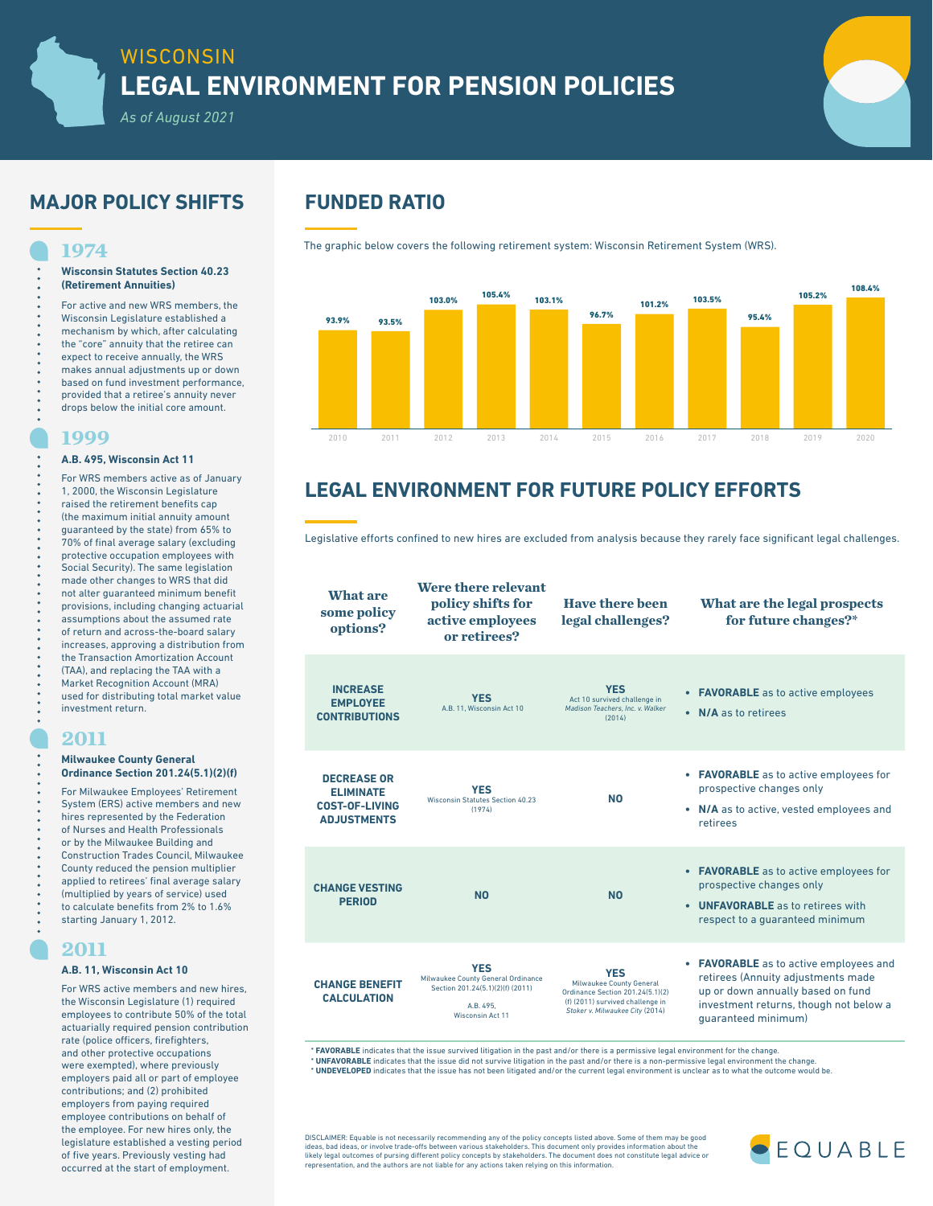# WISCONSIN
# LEGAL ENVIRONMENT FOR PENSION POLICIES

*As of August 2021*

## MAJOR POLICY SHIFTS

### 1974

**Wisconsin Statutes Section 40.23 (Retirement Annuities)**

For active and new WRS members, the Wisconsin Legislature established a mechanism by which, after calculating the "core" annuity that the retiree can expect to receive annually, the WRS makes annual adjustments up or down based on fund investment performance, provided that a retiree's annuity never drops below the initial core amount.

### 1999

**A.B. 495, Wisconsin Act 11**

For WRS members active as of January 1, 2000, the Wisconsin Legislature raised the retirement benefits cap (the maximum initial annuity amount guaranteed by the state) from 65% to 70% of final average salary (excluding protective occupation employees with Social Security). The same legislation made other changes to WRS that did not alter guaranteed minimum benefit provisions, including changing actuarial assumptions about the assumed rate of return and across-the-board salary increases, approving a distribution from the Transaction Amortization Account (TAA), and replacing the TAA with a Market Recognition Account (MRA) used for distributing total market value investment return.

### 2011

**Milwaukee County General Ordinance Section 201.24(5.1)(2)(f)**

For Milwaukee Employees' Retirement System (ERS) active members and new hires represented by the Federation of Nurses and Health Professionals or by the Milwaukee Building and Construction Trades Council, Milwaukee County reduced the pension multiplier applied to retirees' final average salary (multiplied by years of service) used to calculate benefits from 2% to 1.6% starting January 1, 2012.

### 2011

**A.B. 11, Wisconsin Act 10**

For WRS active members and new hires, the Wisconsin Legislature (1) required employees to contribute 50% of the total actuarially required pension contribution rate (police officers, firefighters, and other protective occupations were exempted), where previously employers paid all or part of employee contributions; and (2) prohibited employers from paying required employee contributions on behalf of the employee. For new hires only, the legislature established a vesting period of five years. Previously vesting had occurred at the start of employment.

## FUNDED RATIO

The graphic below covers the following retirement system: Wisconsin Retirement System (WRS).

| Year | Funded Ratio |
|---|---|
| 2010 | 93.9% |
| 2011 | 93.5% |
| 2012 | 103.0% |
| 2013 | 105.4% |
| 2014 | 103.1% |
| 2015 | 96.7% |
| 2016 | 101.2% |
| 2017 | 103.5% |
| 2018 | 95.4% |
| 2019 | 105.2% |
| 2020 | 108.4% |

## LEGAL ENVIRONMENT FOR FUTURE POLICY EFFORTS

Legislative efforts confined to new hires are excluded from analysis because they rarely face significant legal challenges.

| What are some policy options? | Were there relevant policy shifts for active employees or retirees? | Have there been legal challenges? | What are the legal prospects for future changes?* |
|---|---|---|---|
| **INCREASE EMPLOYEE CONTRIBUTIONS** | **YES** A.B. 11, Wisconsin Act 10 | **YES** Act 10 survived challenge in *Madison Teachers, Inc. v. Walker* (2014) | • **FAVORABLE** as to active employees • **N/A** as to retirees |
| **DECREASE OR ELIMINATE COST-OF-LIVING ADJUSTMENTS** | **YES** Wisconsin Statutes Section 40.23 (1974) | **NO** | • **FAVORABLE** as to active employees for prospective changes only • **N/A** as to active, vested employees and retirees |
| **CHANGE VESTING PERIOD** | **NO** | **NO** | • **FAVORABLE** as to active employees for prospective changes only • **UNFAVORABLE** as to retirees with respect to a guaranteed minimum |
| **CHANGE BENEFIT CALCULATION** | **YES** Milwaukee County General Ordinance Section 201.24(5.1)(2)(f) (2011) A.B. 495, Wisconsin Act 11 | **YES** Milwaukee County General Ordinance Section 201.24(5.1)(2)(f) (2011) survived challenge in *Stoker v. Milwaukee City* (2014) | • **FAVORABLE** as to active employees and retirees (Annuity adjustments made up or down annually based on fund investment returns, though not below a guaranteed minimum) |

\* **FAVORABLE** indicates that the issue survived litigation in the past and/or there is a permissive legal environment for the change.
\* **UNFAVORABLE** indicates that the issue did not survive litigation in the past and/or there is a non-permissive legal environment the change.
\* **UNDEVELOPED** indicates that the issue has not been litigated and/or the current legal environment is unclear as to what the outcome would be.

DISCLAIMER: Equable is not necessarily recommending any of the policy concepts listed above. Some of them may be good ideas, bad ideas, or involve trade-offs between various stakeholders. This document only provides information about the likely legal outcomes of pursing different policy concepts by stakeholders. The document does not constitute legal advice or representation, and the authors are not liable for any actions taken relying on this information.

EQUABLE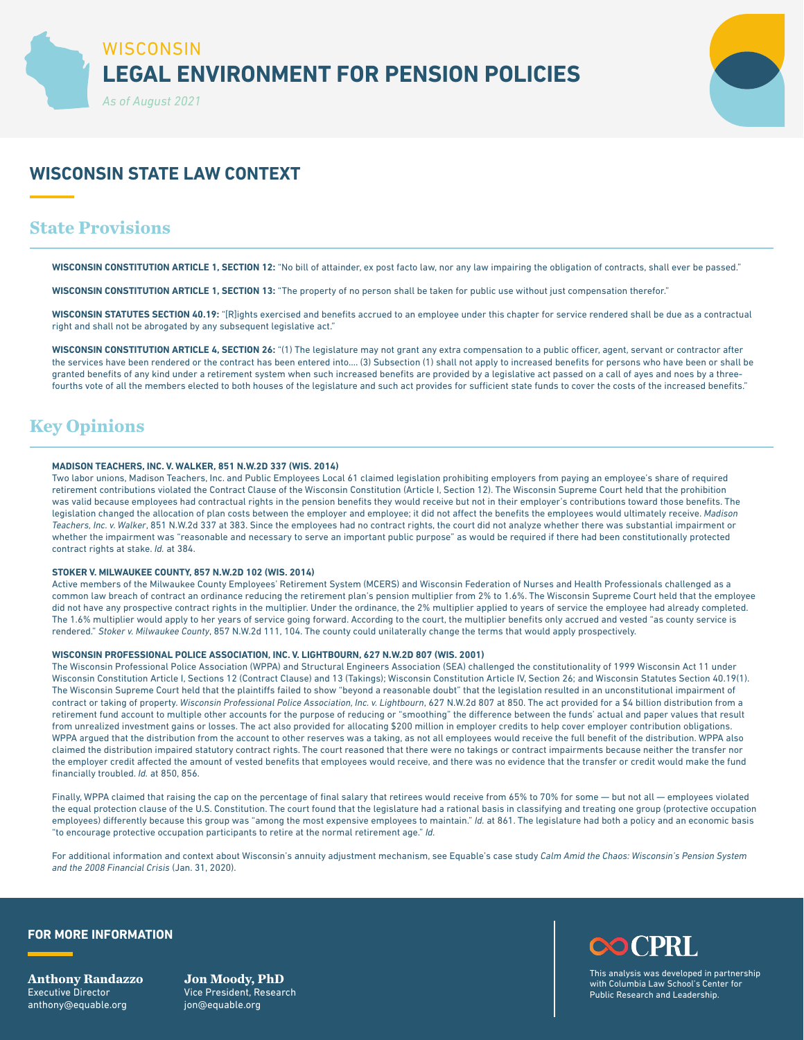WISCONSIN

# LEGAL ENVIRONMENT FOR PENSION POLICIES

*As of August 2021*

## WISCONSIN STATE LAW CONTEXT

### State Provisions

**WISCONSIN CONSTITUTION ARTICLE 1, SECTION 12:** "No bill of attainder, ex post facto law, nor any law impairing the obligation of contracts, shall ever be passed."

**WISCONSIN CONSTITUTION ARTICLE 1, SECTION 13:** "The property of no person shall be taken for public use without just compensation therefor."

**WISCONSIN STATUTES SECTION 40.19:** "[R]ights exercised and benefits accrued to an employee under this chapter for service rendered shall be due as a contractual right and shall not be abrogated by any subsequent legislative act."

**WISCONSIN CONSTITUTION ARTICLE 4, SECTION 26:** "(1) The legislature may not grant any extra compensation to a public officer, agent, servant or contractor after the services have been rendered or the contract has been entered into…. (3) Subsection (1) shall not apply to increased benefits for persons who have been or shall be granted benefits of any kind under a retirement system when such increased benefits are provided by a legislative act passed on a call of ayes and noes by a three-fourths vote of all the members elected to both houses of the legislature and such act provides for sufficient state funds to cover the costs of the increased benefits."

### Key Opinions

**MADISON TEACHERS, INC. V. WALKER, 851 N.W.2D 337 (WIS. 2014)**

Two labor unions, Madison Teachers, Inc. and Public Employees Local 61 claimed legislation prohibiting employers from paying an employee's share of required retirement contributions violated the Contract Clause of the Wisconsin Constitution (Article I, Section 12). The Wisconsin Supreme Court held that the prohibition was valid because employees had contractual rights in the pension benefits they would receive but not in their employer's contributions toward those benefits. The legislation changed the allocation of plan costs between the employer and employee; it did not affect the benefits the employees would ultimately receive. *Madison Teachers, Inc. v. Walker*, 851 N.W.2d 337 at 383. Since the employees had no contract rights, the court did not analyze whether there was substantial impairment or whether the impairment was "reasonable and necessary to serve an important public purpose" as would be required if there had been constitutionally protected contract rights at stake. *Id.* at 384.

**STOKER V. MILWAUKEE COUNTY, 857 N.W.2D 102 (WIS. 2014)**

Active members of the Milwaukee County Employees' Retirement System (MCERS) and Wisconsin Federation of Nurses and Health Professionals challenged as a common law breach of contract an ordinance reducing the retirement plan's pension multiplier from 2% to 1.6%. The Wisconsin Supreme Court held that the employee did not have any prospective contract rights in the multiplier. Under the ordinance, the 2% multiplier applied to years of service the employee had already completed. The 1.6% multiplier would apply to her years of service going forward. According to the court, the multiplier benefits only accrued and vested "as county service is rendered." *Stoker v. Milwaukee County*, 857 N.W.2d 111, 104. The county could unilaterally change the terms that would apply prospectively.

**WISCONSIN PROFESSIONAL POLICE ASSOCIATION, INC. V. LIGHTBOURN, 627 N.W.2D 807 (WIS. 2001)**

The Wisconsin Professional Police Association (WPPA) and Structural Engineers Association (SEA) challenged the constitutionality of 1999 Wisconsin Act 11 under Wisconsin Constitution Article I, Sections 12 (Contract Clause) and 13 (Takings); Wisconsin Constitution Article IV, Section 26; and Wisconsin Statutes Section 40.19(1). The Wisconsin Supreme Court held that the plaintiffs failed to show "beyond a reasonable doubt" that the legislation resulted in an unconstitutional impairment of contract or taking of property. *Wisconsin Professional Police Association, Inc. v. Lightbourn*, 627 N.W.2d 807 at 850. The act provided for a $4 billion distribution from a retirement fund account to multiple other accounts for the purpose of reducing or "smoothing" the difference between the funds' actual and paper values that result from unrealized investment gains or losses. The act also provided for allocating $200 million in employer credits to help cover employer contribution obligations. WPPA argued that the distribution from the account to other reserves was a taking, as not all employees would receive the full benefit of the distribution. WPPA also claimed the distribution impaired statutory contract rights. The court reasoned that there were no takings or contract impairments because neither the transfer nor the employer credit affected the amount of vested benefits that employees would receive, and there was no evidence that the transfer or credit would make the fund financially troubled. *Id.* at 850, 856.

Finally, WPPA claimed that raising the cap on the percentage of final salary that retirees would receive from 65% to 70% for some — but not all — employees violated the equal protection clause of the U.S. Constitution. The court found that the legislature had a rational basis in classifying and treating one group (protective occupation employees) differently because this group was "among the most expensive employees to maintain." *Id.* at 861. The legislature had both a policy and an economic basis "to encourage protective occupation participants to retire at the normal retirement age." *Id.*

For additional information and context about Wisconsin's annuity adjustment mechanism, see Equable's case study *Calm Amid the Chaos: Wisconsin's Pension System and the 2008 Financial Crisis* (Jan. 31, 2020).

## FOR MORE INFORMATION

**Anthony Randazzo**
Executive Director
anthony@equable.org

**Jon Moody, PhD**
Vice President, Research
jon@equable.org

CPRL

This analysis was developed in partnership with Columbia Law School's Center for Public Research and Leadership.